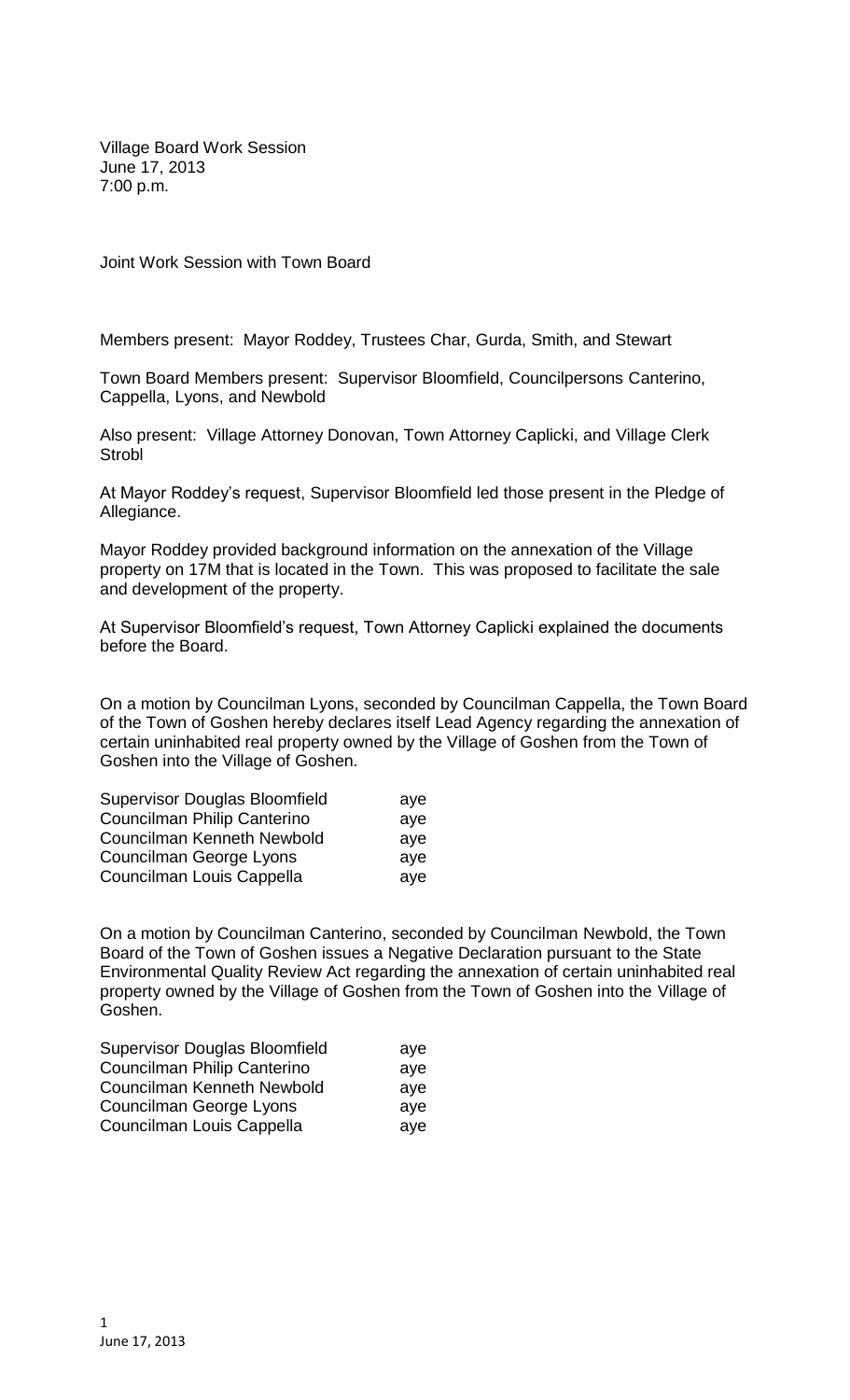Village Board Work Session
June 17, 2013
7:00 p.m.

Joint Work Session with Town Board

Members present: Mayor Roddey, Trustees Char, Gurda, Smith, and Stewart

Town Board Members present: Supervisor Bloomfield, Councilpersons Canterino, Cappella, Lyons, and Newbold

Also present: Village Attorney Donovan, Town Attorney Caplicki, and Village Clerk Strobl

At Mayor Roddey's request, Supervisor Bloomfield led those present in the Pledge of Allegiance.

Mayor Roddey provided background information on the annexation of the Village property on 17M that is located in the Town. This was proposed to facilitate the sale and development of the property.

At Supervisor Bloomfield's request, Town Attorney Caplicki explained the documents before the Board.

On a motion by Councilman Lyons, seconded by Councilman Cappella, the Town Board of the Town of Goshen hereby declares itself Lead Agency regarding the annexation of certain uninhabited real property owned by the Village of Goshen from the Town of Goshen into the Village of Goshen.

| | |
|---|---|
| Supervisor Douglas Bloomfield | aye |
| Councilman Philip Canterino | aye |
| Councilman Kenneth Newbold | aye |
| Councilman George Lyons | aye |
| Councilman Louis Cappella | aye |

On a motion by Councilman Canterino, seconded by Councilman Newbold, the Town Board of the Town of Goshen issues a Negative Declaration pursuant to the State Environmental Quality Review Act regarding the annexation of certain uninhabited real property owned by the Village of Goshen from the Town of Goshen into the Village of Goshen.

| | |
|---|---|
| Supervisor Douglas Bloomfield | aye |
| Councilman Philip Canterino | aye |
| Councilman Kenneth Newbold | aye |
| Councilman George Lyons | aye |
| Councilman Louis Cappella | aye |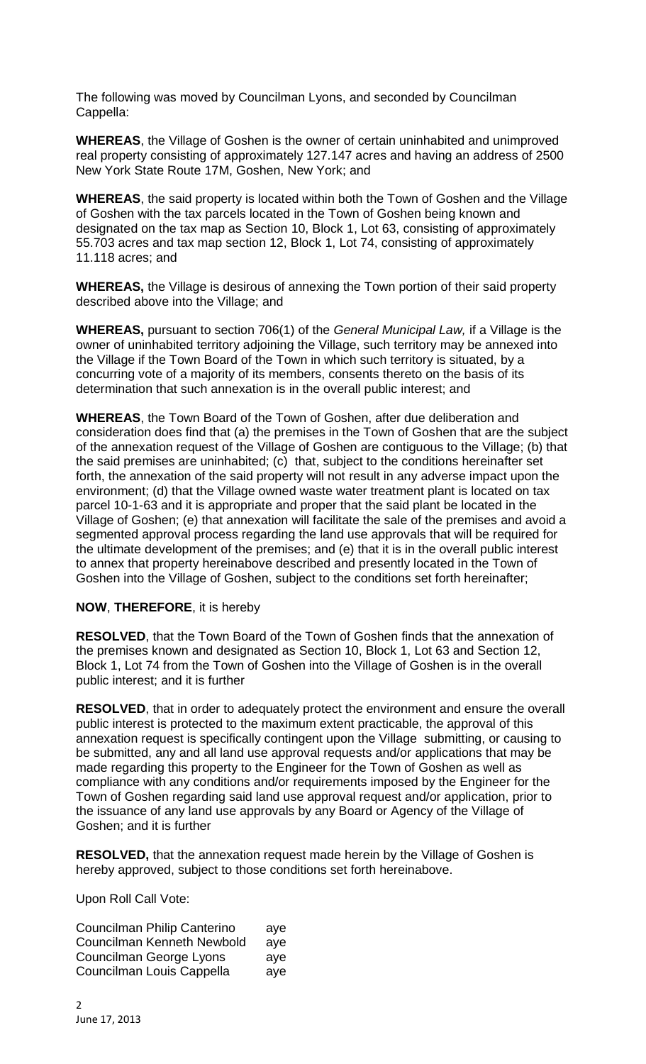The following was moved by Councilman Lyons, and seconded by Councilman Cappella:

**WHEREAS**, the Village of Goshen is the owner of certain uninhabited and unimproved real property consisting of approximately 127.147 acres and having an address of 2500 New York State Route 17M, Goshen, New York; and

**WHEREAS**, the said property is located within both the Town of Goshen and the Village of Goshen with the tax parcels located in the Town of Goshen being known and designated on the tax map as Section 10, Block 1, Lot 63, consisting of approximately 55.703 acres and tax map section 12, Block 1, Lot 74, consisting of approximately 11.118 acres; and

**WHEREAS,** the Village is desirous of annexing the Town portion of their said property described above into the Village; and

**WHEREAS,** pursuant to section 706(1) of the *General Municipal Law,* if a Village is the owner of uninhabited territory adjoining the Village, such territory may be annexed into the Village if the Town Board of the Town in which such territory is situated, by a concurring vote of a majority of its members, consents thereto on the basis of its determination that such annexation is in the overall public interest; and

**WHEREAS**, the Town Board of the Town of Goshen, after due deliberation and consideration does find that (a) the premises in the Town of Goshen that are the subject of the annexation request of the Village of Goshen are contiguous to the Village; (b) that the said premises are uninhabited; (c) that, subject to the conditions hereinafter set forth, the annexation of the said property will not result in any adverse impact upon the environment; (d) that the Village owned waste water treatment plant is located on tax parcel 10-1-63 and it is appropriate and proper that the said plant be located in the Village of Goshen; (e) that annexation will facilitate the sale of the premises and avoid a segmented approval process regarding the land use approvals that will be required for the ultimate development of the premises; and (e) that it is in the overall public interest to annex that property hereinabove described and presently located in the Town of Goshen into the Village of Goshen, subject to the conditions set forth hereinafter;

**NOW**, **THEREFORE**, it is hereby

**RESOLVED**, that the Town Board of the Town of Goshen finds that the annexation of the premises known and designated as Section 10, Block 1, Lot 63 and Section 12, Block 1, Lot 74 from the Town of Goshen into the Village of Goshen is in the overall public interest; and it is further

**RESOLVED**, that in order to adequately protect the environment and ensure the overall public interest is protected to the maximum extent practicable, the approval of this annexation request is specifically contingent upon the Village submitting, or causing to be submitted, any and all land use approval requests and/or applications that may be made regarding this property to the Engineer for the Town of Goshen as well as compliance with any conditions and/or requirements imposed by the Engineer for the Town of Goshen regarding said land use approval request and/or application, prior to the issuance of any land use approvals by any Board or Agency of the Village of Goshen; and it is further

**RESOLVED,** that the annexation request made herein by the Village of Goshen is hereby approved, subject to those conditions set forth hereinabove.

Upon Roll Call Vote:

| | |
|---|---|
| Councilman Philip Canterino | aye |
| Councilman Kenneth Newbold | aye |
| Councilman George Lyons | aye |
| Councilman Louis Cappella | aye |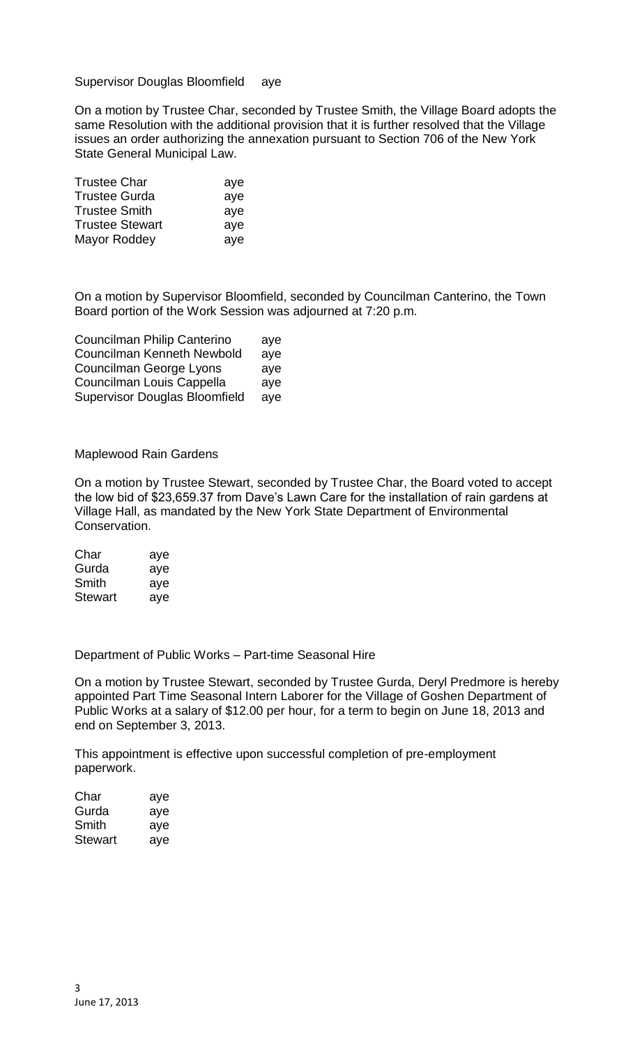Supervisor Douglas Bloomfield aye

On a motion by Trustee Char, seconded by Trustee Smith, the Village Board adopts the same Resolution with the additional provision that it is further resolved that the Village issues an order authorizing the annexation pursuant to Section 706 of the New York State General Municipal Law.

| | |
|---|---|
| Trustee Char | aye |
| Trustee Gurda | aye |
| Trustee Smith | aye |
| Trustee Stewart | aye |
| Mayor Roddey | aye |

On a motion by Supervisor Bloomfield, seconded by Councilman Canterino, the Town Board portion of the Work Session was adjourned at 7:20 p.m.

| | |
|---|---|
| Councilman Philip Canterino | aye |
| Councilman Kenneth Newbold | aye |
| Councilman George Lyons | aye |
| Councilman Louis Cappella | aye |
| Supervisor Douglas Bloomfield | aye |

Maplewood Rain Gardens

On a motion by Trustee Stewart, seconded by Trustee Char, the Board voted to accept the low bid of $23,659.37 from Dave's Lawn Care for the installation of rain gardens at Village Hall, as mandated by the New York State Department of Environmental Conservation.

| | |
|---|---|
| Char | aye |
| Gurda | aye |
| Smith | aye |
| Stewart | aye |

Department of Public Works – Part-time Seasonal Hire

On a motion by Trustee Stewart, seconded by Trustee Gurda, Deryl Predmore is hereby appointed Part Time Seasonal Intern Laborer for the Village of Goshen Department of Public Works at a salary of $12.00 per hour, for a term to begin on June 18, 2013 and end on September 3, 2013.

This appointment is effective upon successful completion of pre-employment paperwork.

| | |
|---|---|
| Char | aye |
| Gurda | aye |
| Smith | aye |
| Stewart | aye |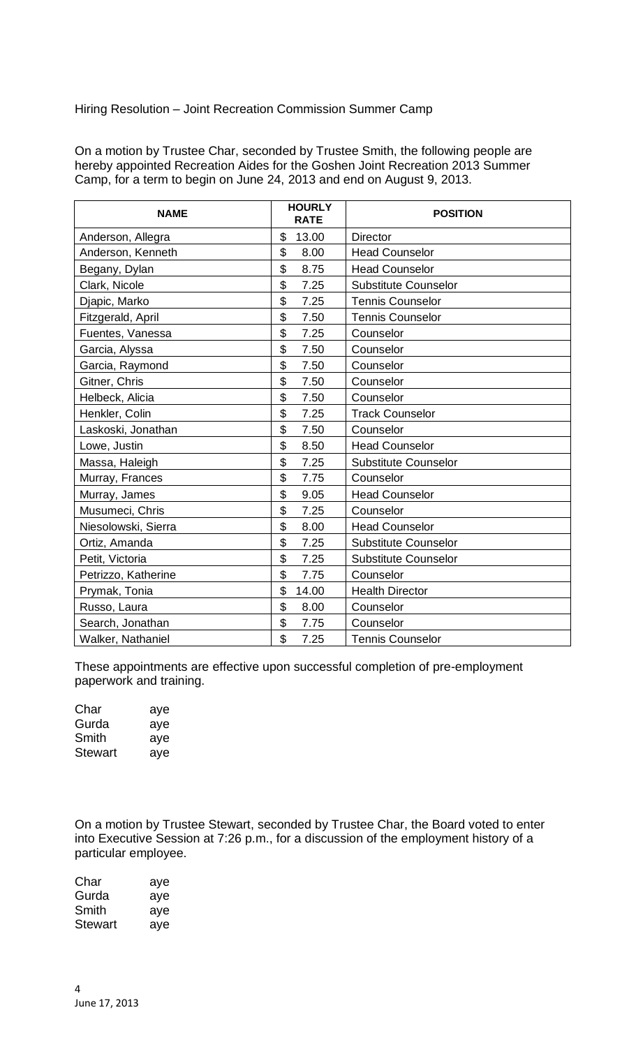Hiring Resolution – Joint Recreation Commission Summer Camp

On a motion by Trustee Char, seconded by Trustee Smith, the following people are hereby appointed Recreation Aides for the Goshen Joint Recreation 2013 Summer Camp, for a term to begin on June 24, 2013 and end on August 9, 2013.

| NAME | HOURLY RATE | POSITION |
|---|---|---|
| Anderson, Allegra | $ 13.00 | Director |
| Anderson, Kenneth | $ 8.00 | Head Counselor |
| Begany, Dylan | $ 8.75 | Head Counselor |
| Clark, Nicole | $ 7.25 | Substitute Counselor |
| Djapic, Marko | $ 7.25 | Tennis Counselor |
| Fitzgerald, April | $ 7.50 | Tennis Counselor |
| Fuentes, Vanessa | $ 7.25 | Counselor |
| Garcia, Alyssa | $ 7.50 | Counselor |
| Garcia, Raymond | $ 7.50 | Counselor |
| Gitner, Chris | $ 7.50 | Counselor |
| Helbeck, Alicia | $ 7.50 | Counselor |
| Henkler, Colin | $ 7.25 | Track Counselor |
| Laskoski, Jonathan | $ 7.50 | Counselor |
| Lowe, Justin | $ 8.50 | Head Counselor |
| Massa, Haleigh | $ 7.25 | Substitute Counselor |
| Murray, Frances | $ 7.75 | Counselor |
| Murray, James | $ 9.05 | Head Counselor |
| Musumeci, Chris | $ 7.25 | Counselor |
| Niesolowski, Sierra | $ 8.00 | Head Counselor |
| Ortiz, Amanda | $ 7.25 | Substitute Counselor |
| Petit, Victoria | $ 7.25 | Substitute Counselor |
| Petrizzo, Katherine | $ 7.75 | Counselor |
| Prymak, Tonia | $ 14.00 | Health Director |
| Russo, Laura | $ 8.00 | Counselor |
| Search, Jonathan | $ 7.75 | Counselor |
| Walker, Nathaniel | $ 7.25 | Tennis Counselor |

These appointments are effective upon successful completion of pre-employment paperwork and training.

Char aye
Gurda aye
Smith aye
Stewart aye

On a motion by Trustee Stewart, seconded by Trustee Char, the Board voted to enter into Executive Session at 7:26 p.m., for a discussion of the employment history of a particular employee.

Char aye
Gurda aye
Smith aye
Stewart aye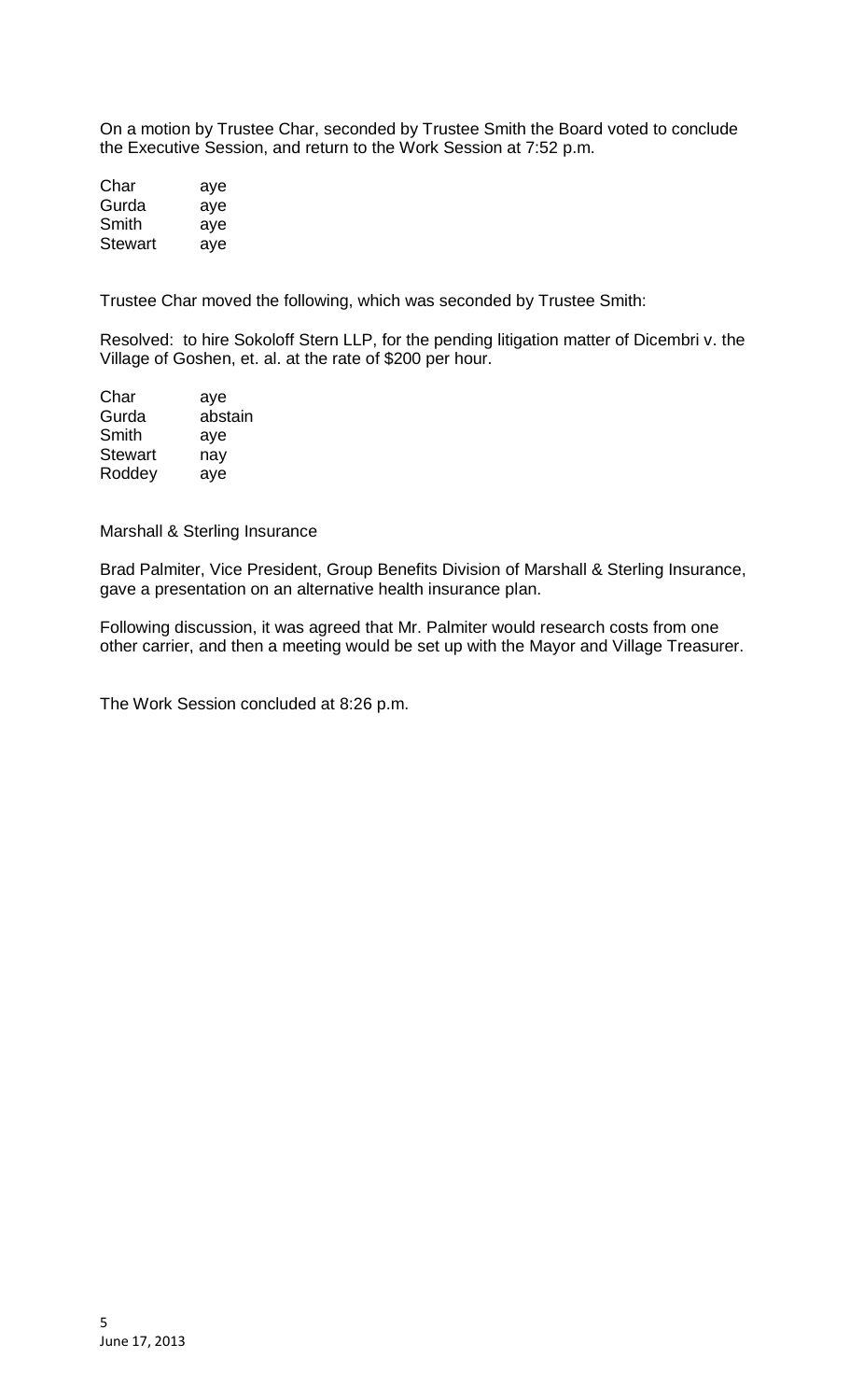On a motion by Trustee Char, seconded by Trustee Smith the Board voted to conclude the Executive Session, and return to the Work Session at 7:52 p.m.

| | |
|---|---|
| Char | aye |
| Gurda | aye |
| Smith | aye |
| Stewart | aye |

Trustee Char moved the following, which was seconded by Trustee Smith:

Resolved: to hire Sokoloff Stern LLP, for the pending litigation matter of Dicembri v. the Village of Goshen, et. al. at the rate of $200 per hour.

| | |
|---|---|
| Char | aye |
| Gurda | abstain |
| Smith | aye |
| Stewart | nay |
| Roddey | aye |

Marshall & Sterling Insurance

Brad Palmiter, Vice President, Group Benefits Division of Marshall & Sterling Insurance, gave a presentation on an alternative health insurance plan.

Following discussion, it was agreed that Mr. Palmiter would research costs from one other carrier, and then a meeting would be set up with the Mayor and Village Treasurer.

The Work Session concluded at 8:26 p.m.